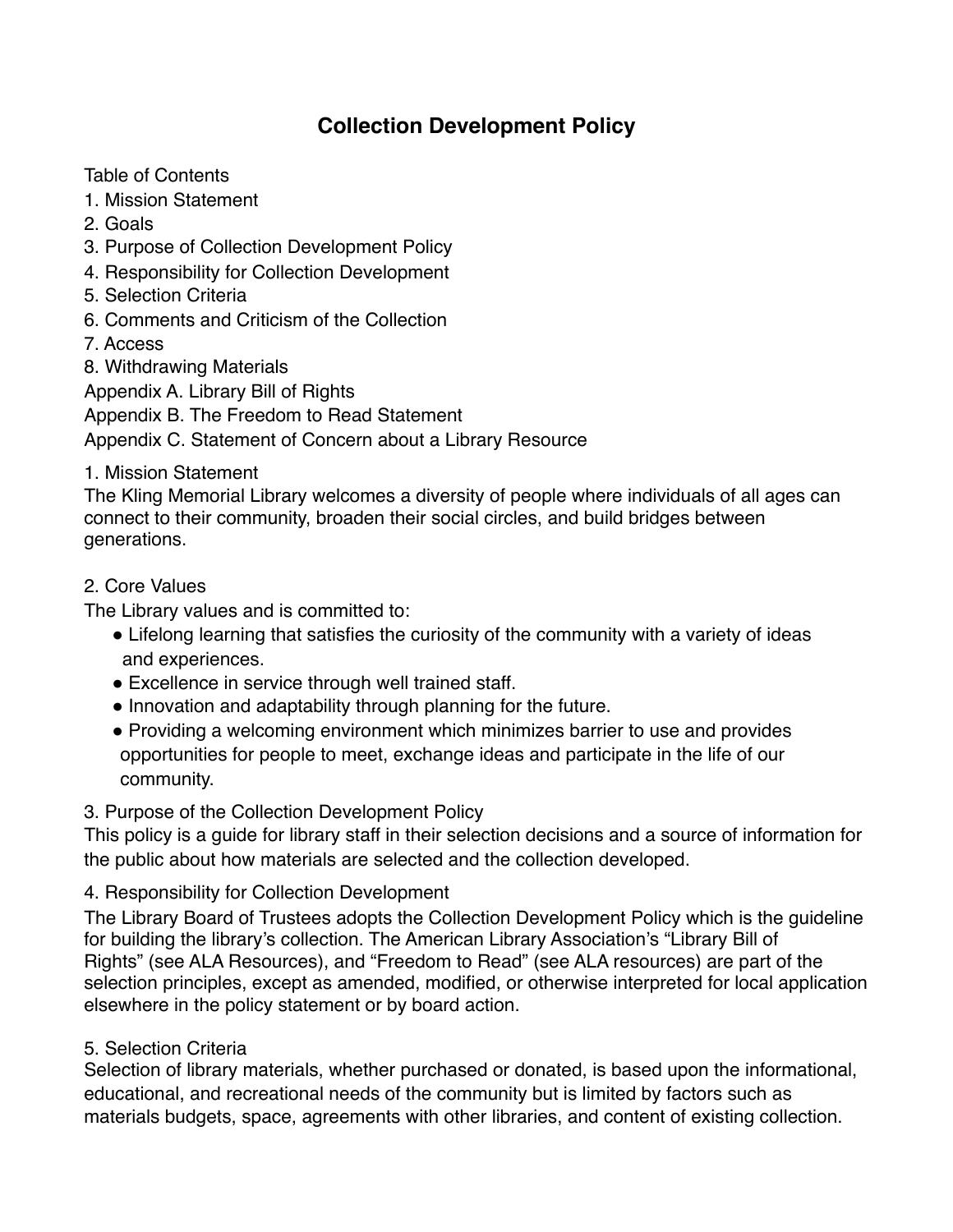# Collection Development Policy

Table of Contents

1. Mission Statement
2. Goals
3. Purpose of Collection Development Policy
4. Responsibility for Collection Development
5. Selection Criteria
6. Comments and Criticism of the Collection
7. Access
8. Withdrawing Materials

Appendix A. Library Bill of Rights

Appendix B. The Freedom to Read Statement

Appendix C. Statement of Concern about a Library Resource

## 1. Mission Statement

The Kling Memorial Library welcomes a diversity of people where individuals of all ages can connect to their community, broaden their social circles, and build bridges between generations.

## 2. Core Values

The Library values and is committed to:

- Lifelong learning that satisfies the curiosity of the community with a variety of ideas and experiences.
- Excellence in service through well trained staff.
- Innovation and adaptability through planning for the future.
- Providing a welcoming environment which minimizes barrier to use and provides opportunities for people to meet, exchange ideas and participate in the life of our community.

## 3. Purpose of the Collection Development Policy

This policy is a guide for library staff in their selection decisions and a source of information for the public about how materials are selected and the collection developed.

## 4. Responsibility for Collection Development

The Library Board of Trustees adopts the Collection Development Policy which is the guideline for building the library's collection. The American Library Association's "Library Bill of Rights" (see ALA Resources), and "Freedom to Read" (see ALA resources) are part of the selection principles, except as amended, modified, or otherwise interpreted for local application elsewhere in the policy statement or by board action.

## 5. Selection Criteria

Selection of library materials, whether purchased or donated, is based upon the informational, educational, and recreational needs of the community but is limited by factors such as materials budgets, space, agreements with other libraries, and content of existing collection.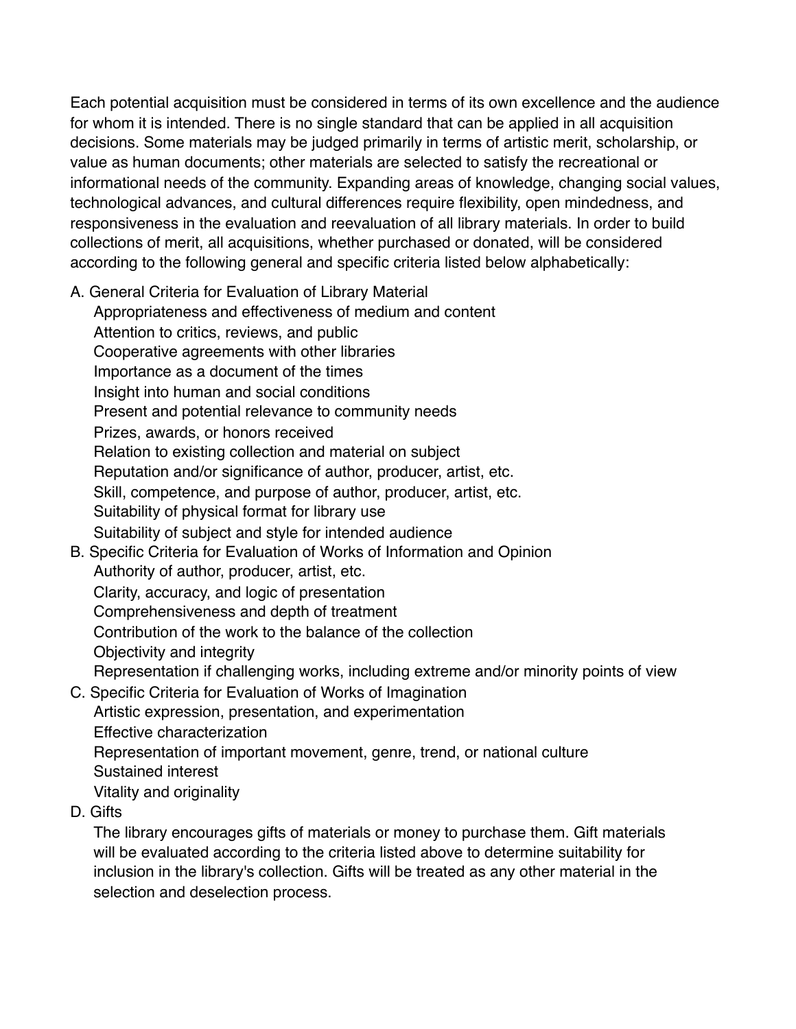Each potential acquisition must be considered in terms of its own excellence and the audience for whom it is intended. There is no single standard that can be applied in all acquisition decisions. Some materials may be judged primarily in terms of artistic merit, scholarship, or value as human documents; other materials are selected to satisfy the recreational or informational needs of the community. Expanding areas of knowledge, changing social values, technological advances, and cultural differences require flexibility, open mindedness, and responsiveness in the evaluation and reevaluation of all library materials. In order to build collections of merit, all acquisitions, whether purchased or donated, will be considered according to the following general and specific criteria listed below alphabetically:

A. General Criteria for Evaluation of Library Material
- Appropriateness and effectiveness of medium and content
- Attention to critics, reviews, and public
- Cooperative agreements with other libraries
- Importance as a document of the times
- Insight into human and social conditions
- Present and potential relevance to community needs
- Prizes, awards, or honors received
- Relation to existing collection and material on subject
- Reputation and/or significance of author, producer, artist, etc.
- Skill, competence, and purpose of author, producer, artist, etc.
- Suitability of physical format for library use
- Suitability of subject and style for intended audience

B. Specific Criteria for Evaluation of Works of Information and Opinion
- Authority of author, producer, artist, etc.
- Clarity, accuracy, and logic of presentation
- Comprehensiveness and depth of treatment
- Contribution of the work to the balance of the collection
- Objectivity and integrity
- Representation if challenging works, including extreme and/or minority points of view

C. Specific Criteria for Evaluation of Works of Imagination
- Artistic expression, presentation, and experimentation
- Effective characterization
- Representation of important movement, genre, trend, or national culture
- Sustained interest
- Vitality and originality

D. Gifts

The library encourages gifts of materials or money to purchase them. Gift materials will be evaluated according to the criteria listed above to determine suitability for inclusion in the library's collection. Gifts will be treated as any other material in the selection and deselection process.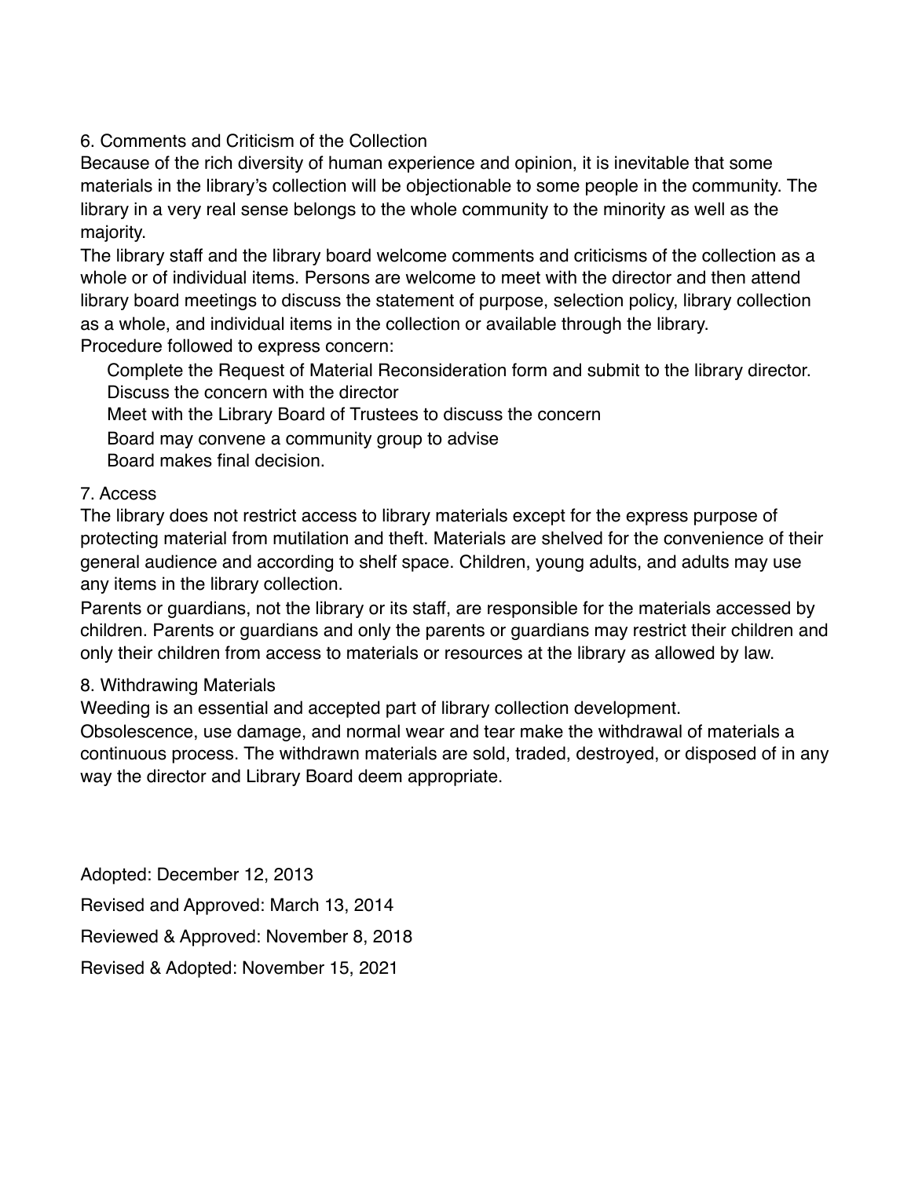## 6. Comments and Criticism of the Collection

Because of the rich diversity of human experience and opinion, it is inevitable that some materials in the library's collection will be objectionable to some people in the community. The library in a very real sense belongs to the whole community to the minority as well as the majority.

The library staff and the library board welcome comments and criticisms of the collection as a whole or of individual items. Persons are welcome to meet with the director and then attend library board meetings to discuss the statement of purpose, selection policy, library collection as a whole, and individual items in the collection or available through the library.

Procedure followed to express concern:

- Complete the Request of Material Reconsideration form and submit to the library director.
- Discuss the concern with the director
- Meet with the Library Board of Trustees to discuss the concern
- Board may convene a community group to advise
- Board makes final decision.

## 7. Access

The library does not restrict access to library materials except for the express purpose of protecting material from mutilation and theft. Materials are shelved for the convenience of their general audience and according to shelf space. Children, young adults, and adults may use any items in the library collection.

Parents or guardians, not the library or its staff, are responsible for the materials accessed by children. Parents or guardians and only the parents or guardians may restrict their children and only their children from access to materials or resources at the library as allowed by law.

## 8. Withdrawing Materials

Weeding is an essential and accepted part of library collection development.

Obsolescence, use damage, and normal wear and tear make the withdrawal of materials a continuous process. The withdrawn materials are sold, traded, destroyed, or disposed of in any way the director and Library Board deem appropriate.

Adopted: December 12, 2013

Revised and Approved: March 13, 2014

Reviewed & Approved: November 8, 2018

Revised & Adopted: November 15, 2021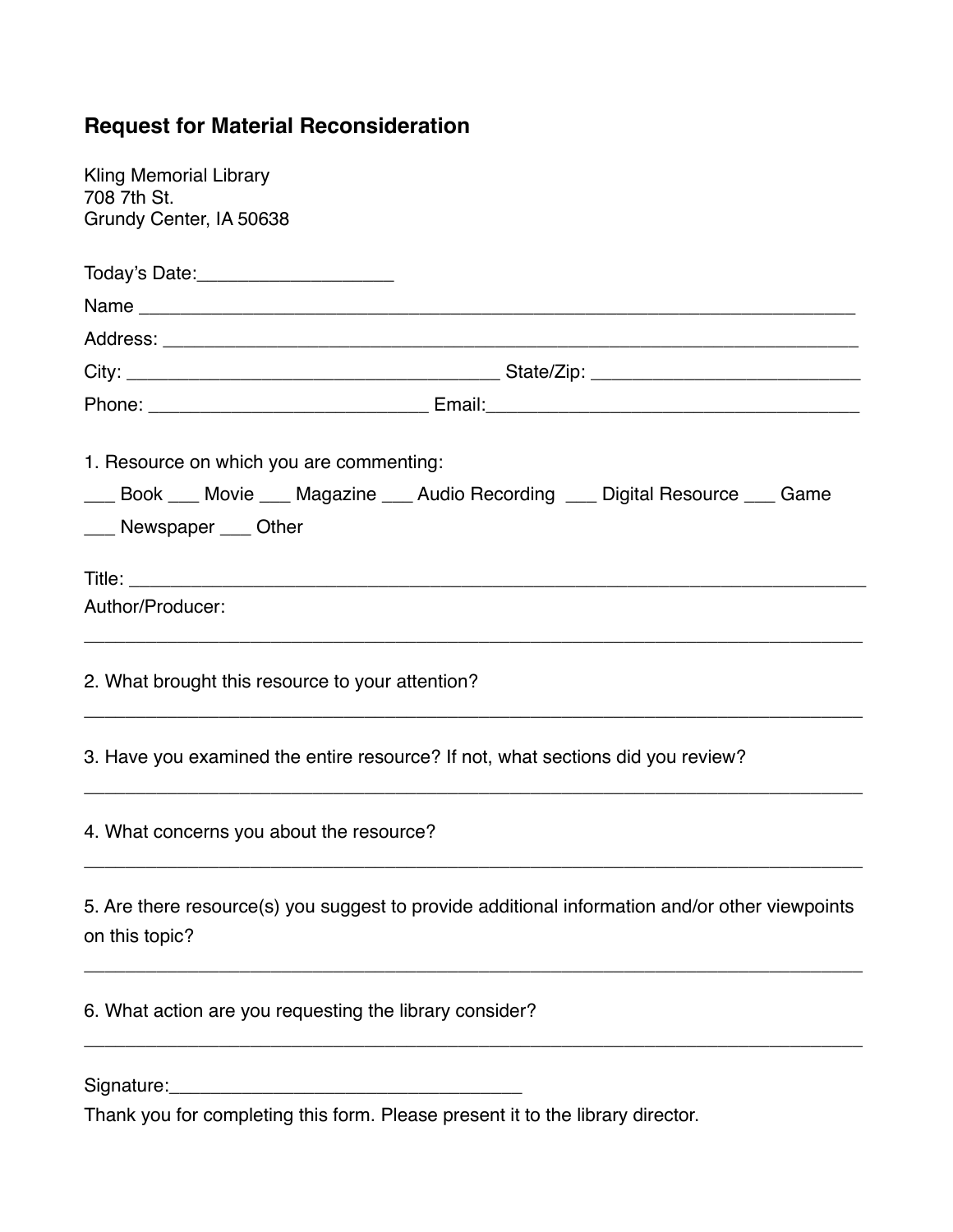## Request for Material Reconsideration

Kling Memorial Library
708 7th St.
Grundy Center, IA 50638

Today's Date:___________________

Name ________________________________________________________________________

Address: _____________________________________________________________________

City: _____________________________________ State/Zip: ___________________________

Phone: ____________________________ Email:____________________________________

1. Resource on which you are commenting:

___ Book ___ Movie ___ Magazine ___ Audio Recording ___ Digital Resource ___ Game

___ Newspaper ___ Other

Title: _________________________________________________________________________

Author/Producer:

_______________________________________________________________________________

2. What brought this resource to your attention?

_______________________________________________________________________________

3. Have you examined the entire resource? If not, what sections did you review?

_______________________________________________________________________________

4. What concerns you about the resource?

_______________________________________________________________________________

5. Are there resource(s) you suggest to provide additional information and/or other viewpoints on this topic?

_______________________________________________________________________________

6. What action are you requesting the library consider?

_______________________________________________________________________________

Signature:___________________________________

Thank you for completing this form. Please present it to the library director.